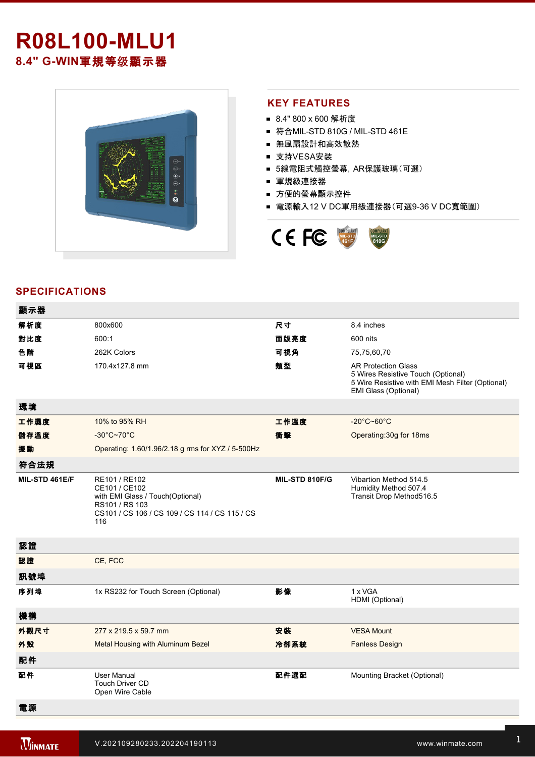# R08L100-MLU1

## 8.4" G-WIN軍規等级顯示器

## KEY FEATURES

- 8.4" 800 x 600 解析度
- 符合MIL-STD 810G / MIL-STD 461E
- 無風扇設計和高效散熱
- 支持VESA安裝
- 5線電阻式觸控螢幕, AR保護玻璃(可選)
- 軍規級連接器
- 方便的螢幕顯示控件
- 電源輸入12 V DC軍用級連接器(可選9-36 V DC寬範圍)

## SPECIFICATIONS

| 顯示器 | | | |
|---|---|---|---|
| 解析度 | 800x600 | 尺寸 | 8.4 inches |
| 對比度 | 600:1 | 面版亮度 | 600 nits |
| 色階 | 262K Colors | 可視角 | 75,75,60,70 |
| 可視區 | 170.4x127.8 mm | 類型 | AR Protection Glass<br>5 Wires Resistive Touch (Optional)<br>5 Wire Resistive with EMI Mesh Filter (Optional)<br>EMI Glass (Optional) |
| **環境** | | | |
| 工作濕度 | 10% to 95% RH | 工作溫度 | -20°C~60°C |
| 儲存溫度 | -30°C~70°C | 衝擊 | Operating:30g for 18ms |
| 振動 | Operating: 1.60/1.96/2.18 g rms for XYZ / 5-500Hz | | |
| **符合法規** | | | |
| MIL-STD 461E/F | RE101 / RE102<br>CE101 / CE102<br>with EMI Glass / Touch(Optional)<br>RS101 / RS 103<br>CS101 / CS 106 / CS 109 / CS 114 / CS 115 / CS 116 | MIL-STD 810F/G | Vibartion Method 514.5<br>Humidity Method 507.4<br>Transit Drop Method516.5 |
| **認證** | | | |
| 認證 | CE, FCC | | |
| **訊號埠** | | | |
| 序列埠 | 1x RS232 for Touch Screen (Optional) | 影像 | 1 x VGA<br>HDMI (Optional) |
| **機構** | | | |
| 外觀尺寸 | 277 x 219.5 x 59.7 mm | 安裝 | VESA Mount |
| 外殼 | Metal Housing with Aluminum Bezel | 冷卻系統 | Fanless Design |
| **配件** | | | |
| 配件 | User Manual<br>Touch Driver CD<br>Open Wire Cable | 配件選配 | Mounting Bracket (Optional) |
| **電源** | | | |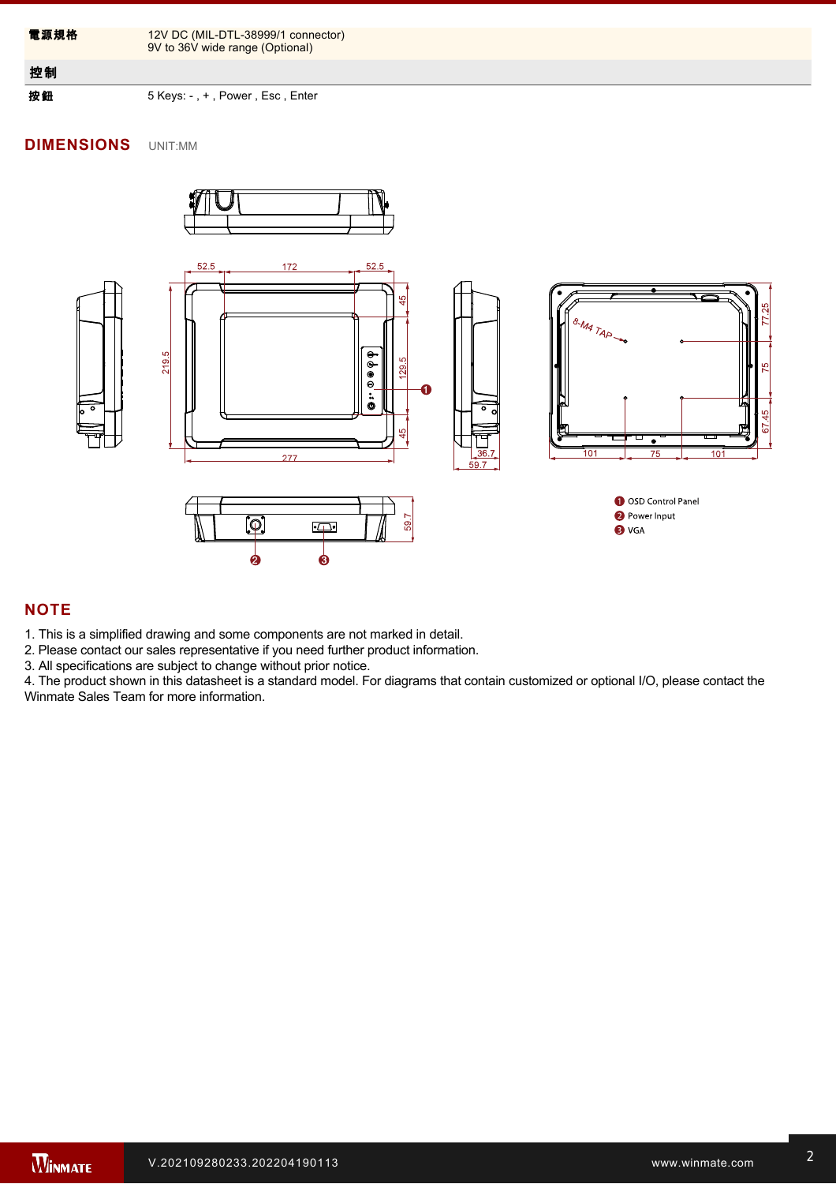| | |
|---|---|
| 電源規格 | 12V DC (MIL-DTL-38999/1 connector)<br>9V to 36V wide range (Optional) |
| **控制** | |
| 按鈕 | 5 Keys: - , + , Power , Esc , Enter |

## DIMENSIONS

UNIT:MM

52.5
172
52.5
219.5
45
129.5
45
277
36.7
59.7
8-M4 TAP
77.25
75
67.45
101
75
101
59.7

❶ OSD Control Panel
❷ Power Input
❸ VGA

## NOTE

1. This is a simplified drawing and some components are not marked in detail.
2. Please contact our sales representative if you need further product information.
3. All specifications are subject to change without prior notice.
4. The product shown in this datasheet is a standard model. For diagrams that contain customized or optional I/O, please contact the Winmate Sales Team for more information.